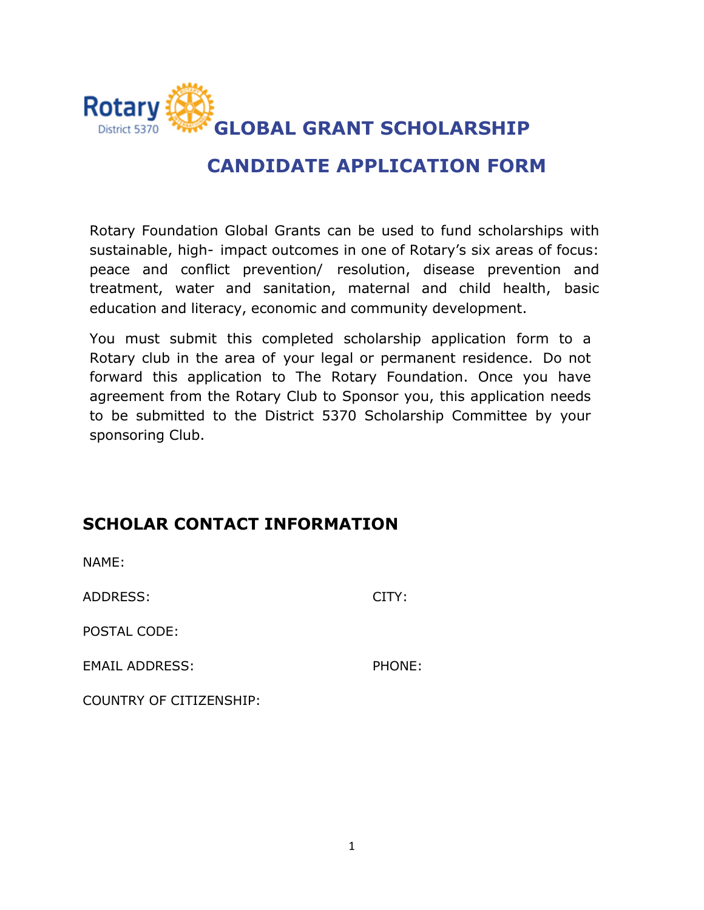Rotary District 5370

# GLOBAL GRANT SCHOLARSHIP

# CANDIDATE APPLICATION FORM

Rotary Foundation Global Grants can be used to fund scholarships with sustainable, high- impact outcomes in one of Rotary's six areas of focus: peace and conflict prevention/ resolution, disease prevention and treatment, water and sanitation, maternal and child health, basic education and literacy, economic and community development.

You must submit this completed scholarship application form to a Rotary club in the area of your legal or permanent residence. Do not forward this application to The Rotary Foundation. Once you have agreement from the Rotary Club to Sponsor you, this application needs to be submitted to the District 5370 Scholarship Committee by your sponsoring Club.

## SCHOLAR CONTACT INFORMATION

NAME:

ADDRESS: CITY:

POSTAL CODE:

EMAIL ADDRESS: PHONE:

COUNTRY OF CITIZENSHIP: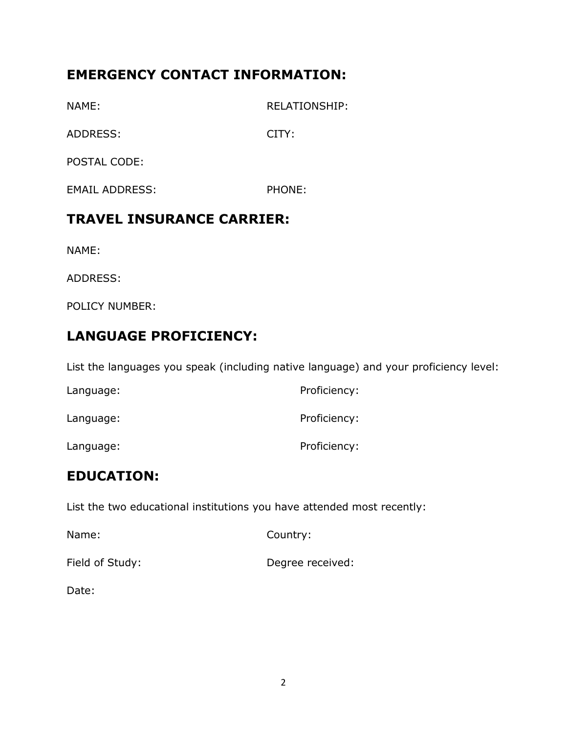## EMERGENCY CONTACT INFORMATION:

NAME: RELATIONSHIP:

ADDRESS: CITY:

POSTAL CODE:

EMAIL ADDRESS: PHONE:

## TRAVEL INSURANCE CARRIER:

NAME:

ADDRESS:

POLICY NUMBER:

## LANGUAGE PROFICIENCY:

List the languages you speak (including native language) and your proficiency level:

Language: Proficiency:

Language: Proficiency:

Language: Proficiency:

## EDUCATION:

List the two educational institutions you have attended most recently:

Name: Country:

Field of Study: Degree received:

Date: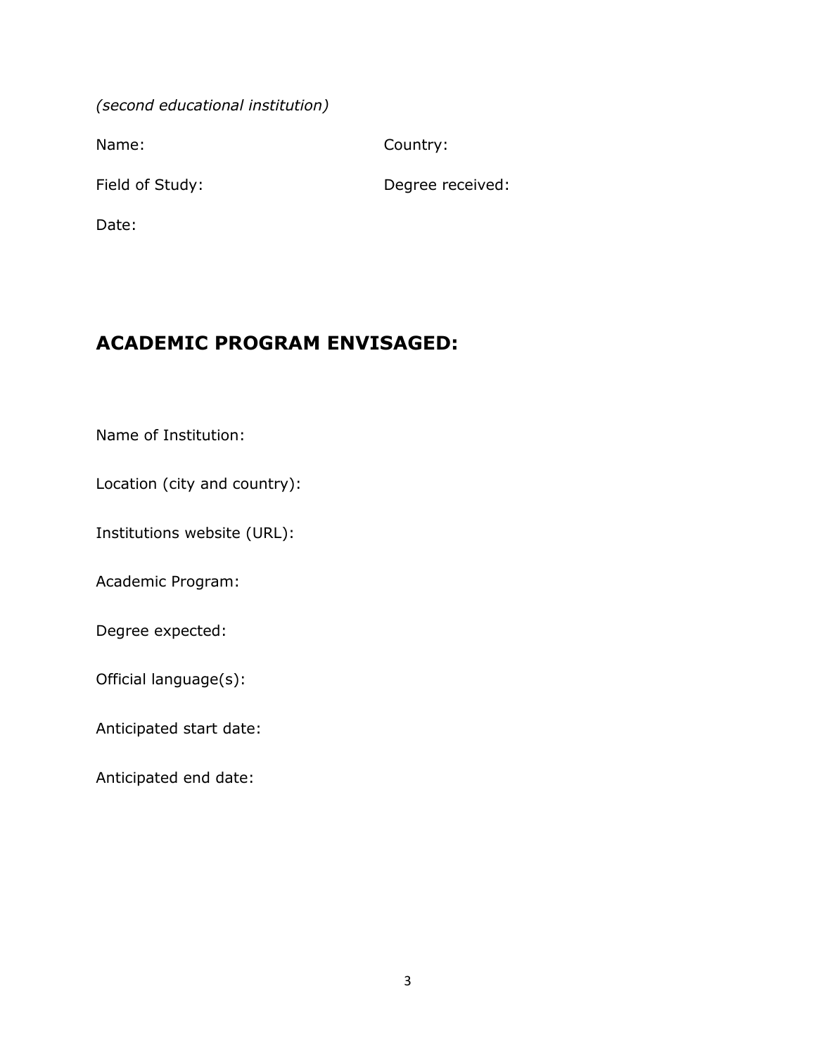*(second educational institution)*

Name: Country:

Field of Study: Degree received:

Date:

## ACADEMIC PROGRAM ENVISAGED:

Name of Institution:

Location (city and country):

Institutions website (URL):

Academic Program:

Degree expected:

Official language(s):

Anticipated start date:

Anticipated end date: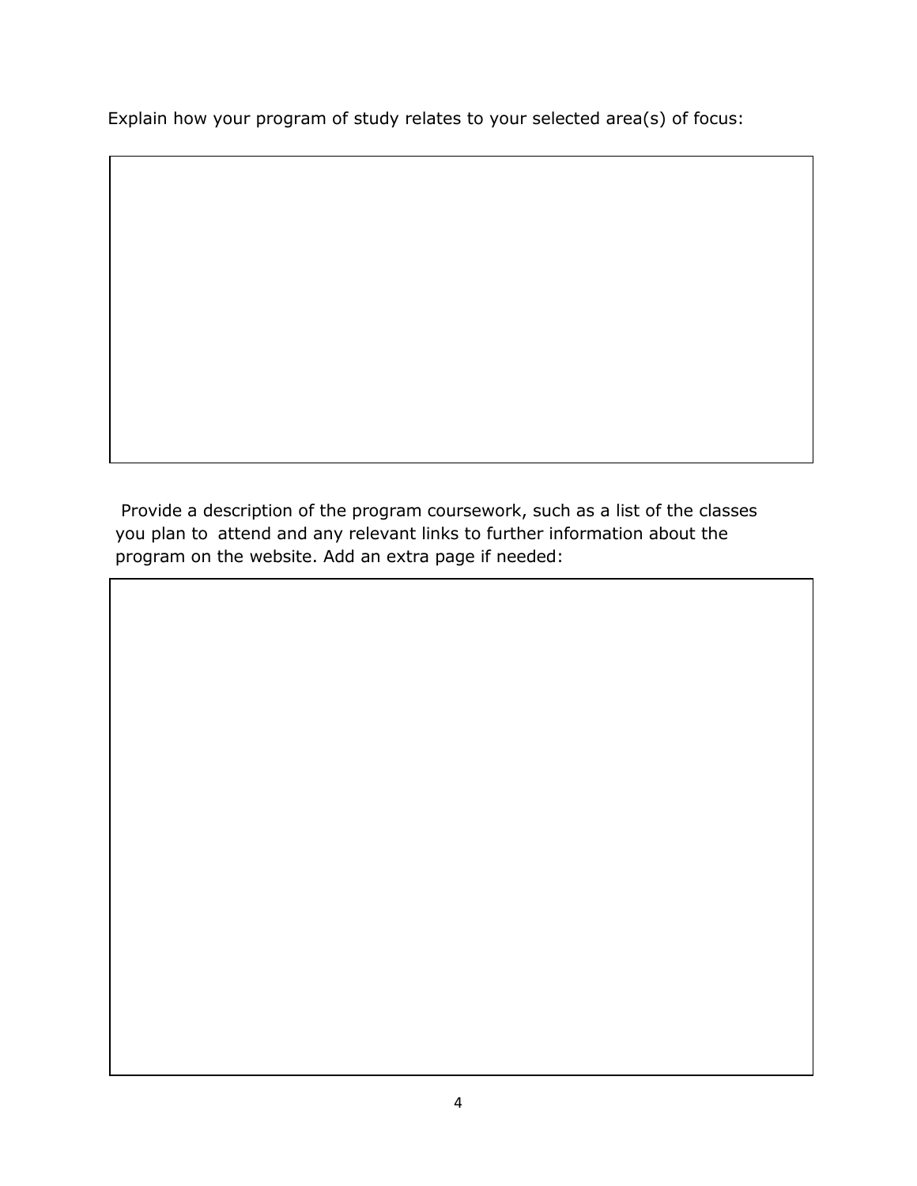Explain how your program of study relates to your selected area(s) of focus:

Provide a description of the program coursework, such as a list of the classes you plan to attend and any relevant links to further information about the program on the website. Add an extra page if needed: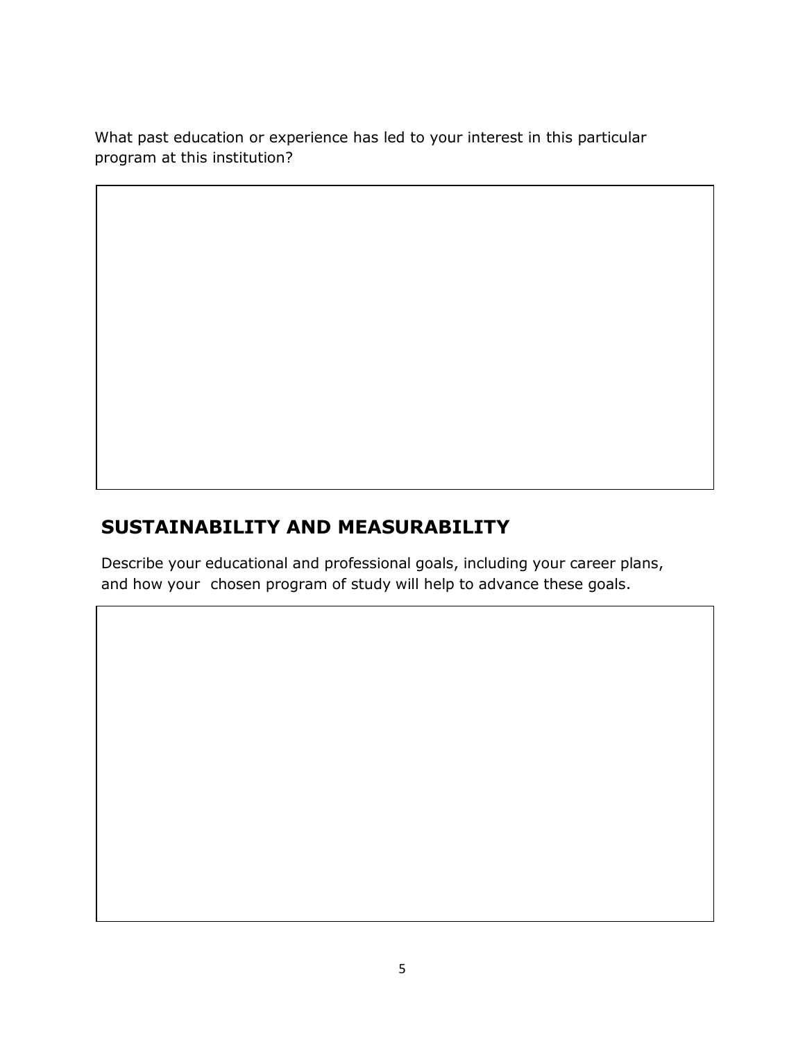What past education or experience has led to your interest in this particular program at this institution?

## SUSTAINABILITY AND MEASURABILITY

Describe your educational and professional goals, including your career plans, and how your chosen program of study will help to advance these goals.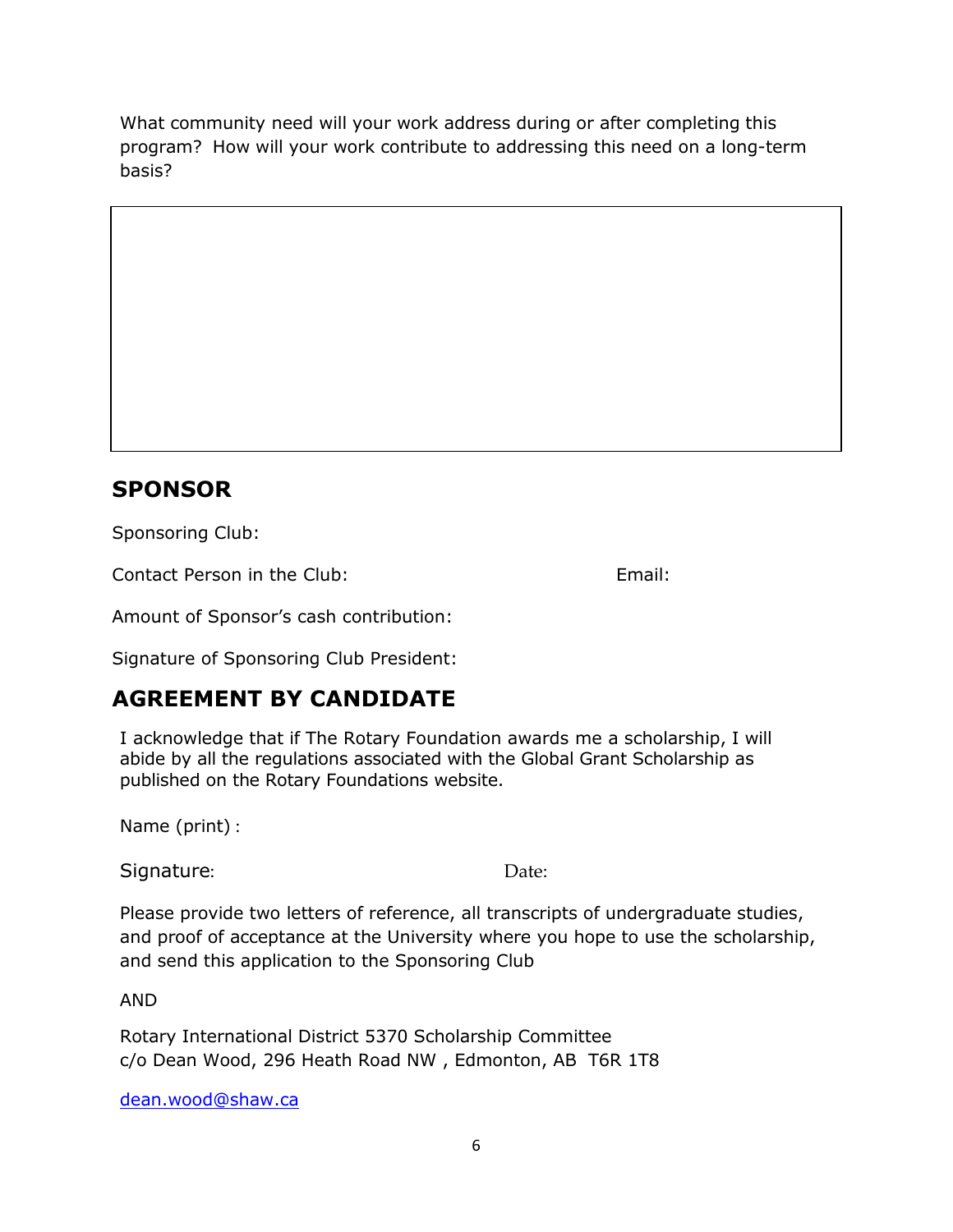What community need will your work address during or after completing this program? How will your work contribute to addressing this need on a long-term basis?

## SPONSOR

Sponsoring Club:

Contact Person in the Club: Email:

Amount of Sponsor's cash contribution:

Signature of Sponsoring Club President:

## AGREEMENT BY CANDIDATE

I acknowledge that if The Rotary Foundation awards me a scholarship, I will abide by all the regulations associated with the Global Grant Scholarship as published on the Rotary Foundations website.

Name (print) :

Signature: Date:

Please provide two letters of reference, all transcripts of undergraduate studies, and proof of acceptance at the University where you hope to use the scholarship, and send this application to the Sponsoring Club

AND

Rotary International District 5370 Scholarship Committee
c/o Dean Wood, 296 Heath Road NW , Edmonton, AB T6R 1T8

dean.wood@shaw.ca